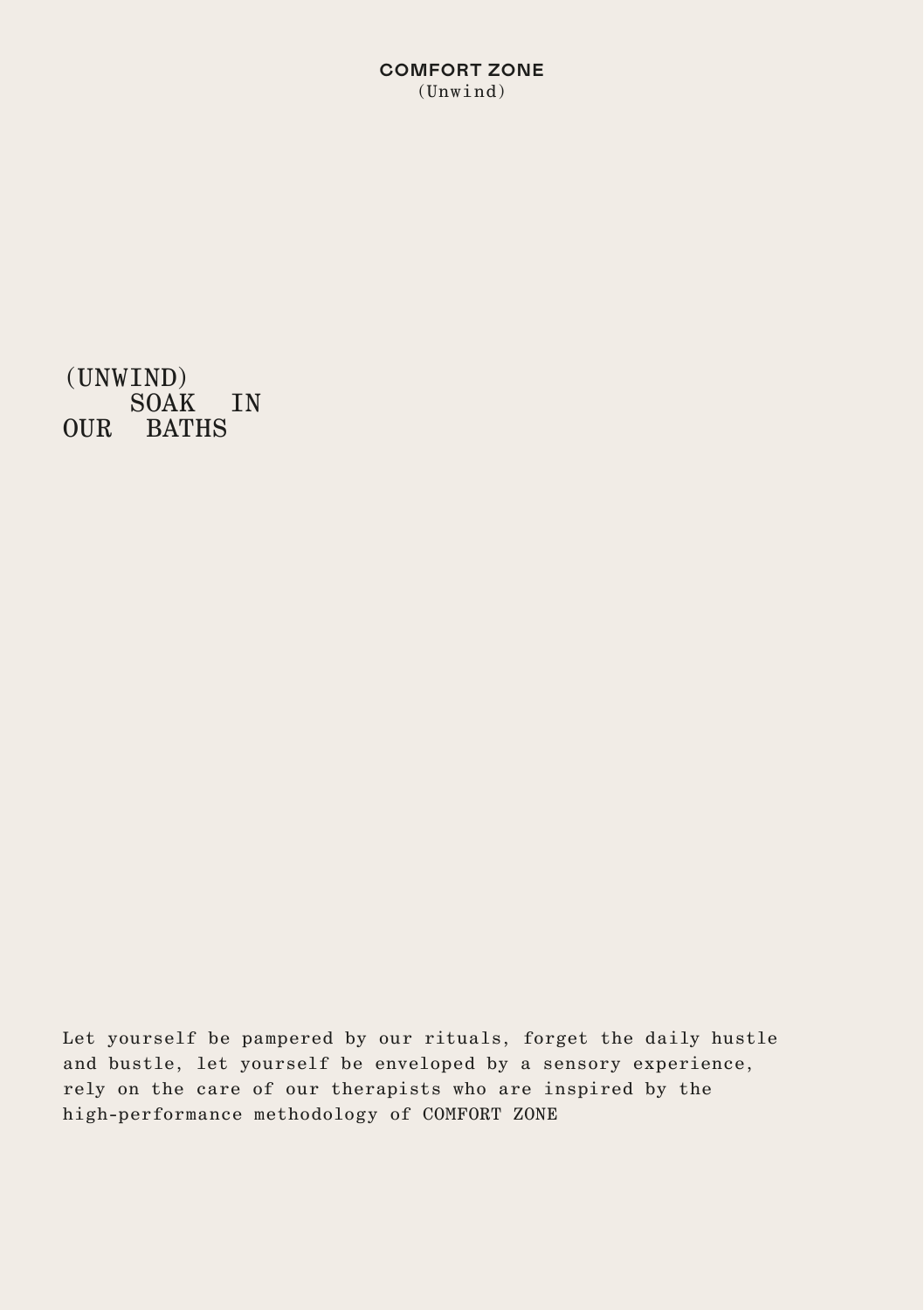**COMFORT ZONE**
(Unwind)

# (UNWIND) SOAK IN OUR BATHS

Let yourself be pampered by our rituals, forget the daily hustle and bustle, let yourself be enveloped by a sensory experience, rely on the care of our therapists who are inspired by the high-performance methodology of COMFORT ZONE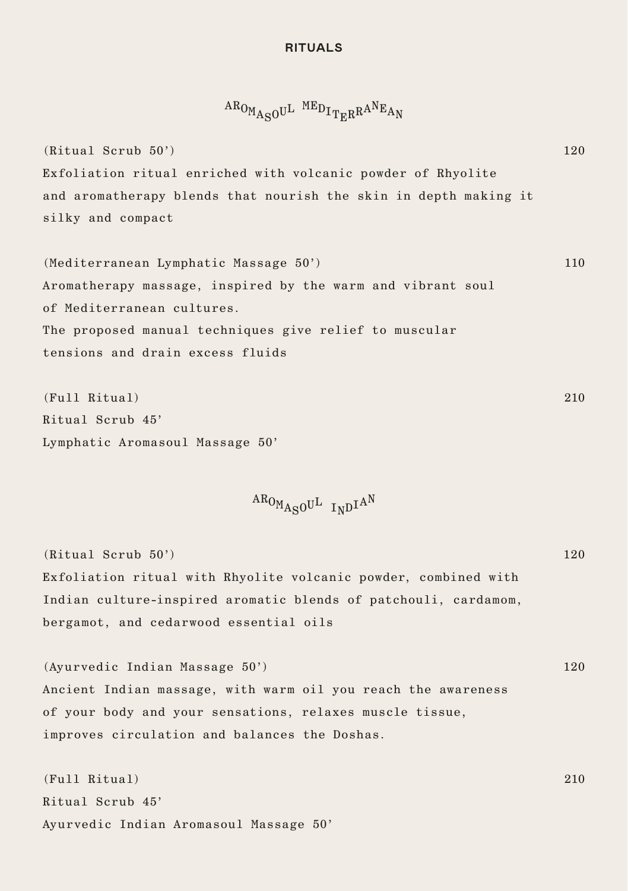# RITUALS

## AROMASOUL MEDITERRANEAN

(Ritual Scrub 50’) 120

Exfoliation ritual enriched with volcanic powder of Rhyolite and aromatherapy blends that nourish the skin in depth making it silky and compact

(Mediterranean Lymphatic Massage 50’) 110

Aromatherapy massage, inspired by the warm and vibrant soul of Mediterranean cultures.
The proposed manual techniques give relief to muscular tensions and drain excess fluids

(Full Ritual) 210

Ritual Scrub 45’
Lymphatic Aromasoul Massage 50’

## AROMASOUL INDIAN

(Ritual Scrub 50’) 120

Exfoliation ritual with Rhyolite volcanic powder, combined with Indian culture-inspired aromatic blends of patchouli, cardamom, bergamot, and cedarwood essential oils

(Ayurvedic Indian Massage 50’) 120

Ancient Indian massage, with warm oil you reach the awareness of your body and your sensations, relaxes muscle tissue, improves circulation and balances the Doshas.

(Full Ritual) 210

Ritual Scrub 45’
Ayurvedic Indian Aromasoul Massage 50’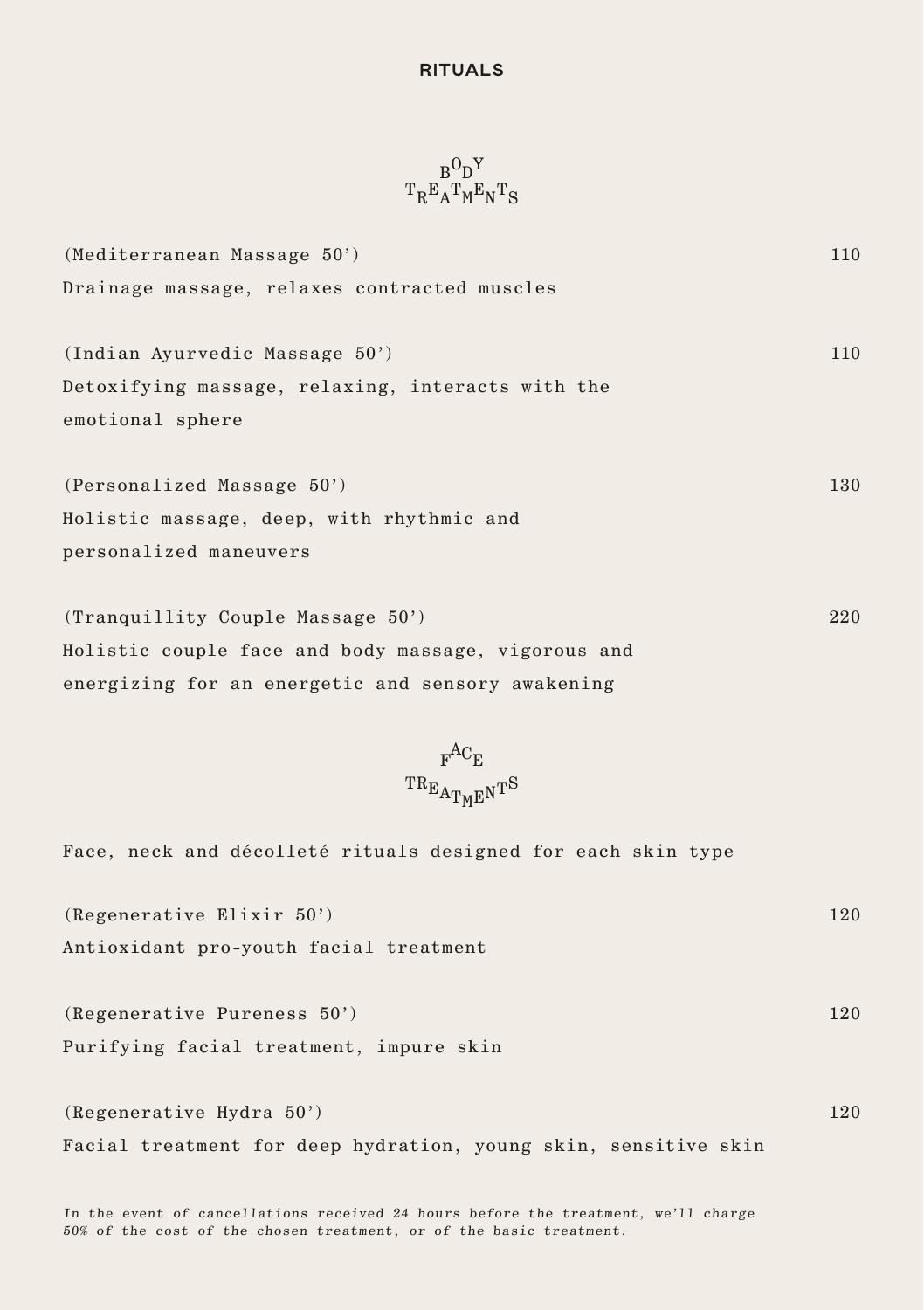## RITUALS

### BODY TREATMENTS

(Mediterranean Massage 50') 110
Drainage massage, relaxes contracted muscles

(Indian Ayurvedic Massage 50') 110
Detoxifying massage, relaxing, interacts with the emotional sphere

(Personalized Massage 50') 130
Holistic massage, deep, with rhythmic and personalized maneuvers

(Tranquillity Couple Massage 50') 220
Holistic couple face and body massage, vigorous and energizing for an energetic and sensory awakening

### FACE TREATMENTS

Face, neck and décolleté rituals designed for each skin type

(Regenerative Elixir 50') 120
Antioxidant pro-youth facial treatment

(Regenerative Pureness 50') 120
Purifying facial treatment, impure skin

(Regenerative Hydra 50') 120
Facial treatment for deep hydration, young skin, sensitive skin

*In the event of cancellations received 24 hours before the treatment, we'll charge 50% of the cost of the chosen treatment, or of the basic treatment.*